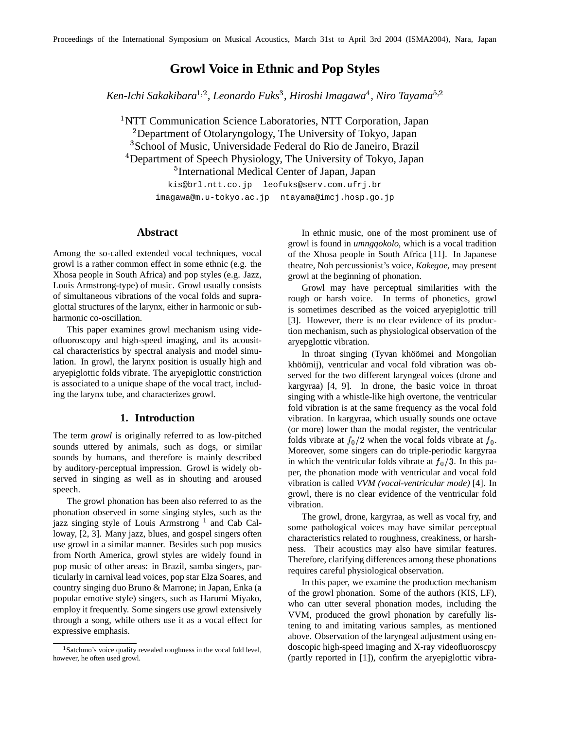# Growl Voice in Ethnic and Pop Styles

*Ken-Ichi Sakakibara*[1,2], *Leonardo Fuks*[3], *Hiroshi Imagawa*[4], *Niro Tayama*[5,2]

[1]NTT Communication Science Laboratories, NTT Corporation, Japan
[2]Department of Otolaryngology, The University of Tokyo, Japan
[3]School of Music, Universidade Federal do Rio de Janeiro, Brazil
[4]Department of Speech Physiology, The University of Tokyo, Japan
[5]International Medical Center of Japan, Japan

kis@brl.ntt.co.jp leofuks@serv.com.ufrj.br
imagawa@m.u-tokyo.ac.jp ntayama@imcj.hosp.go.jp

## Abstract

Among the so-called extended vocal techniques, vocal growl is a rather common effect in some ethnic (e.g. the Xhosa people in South Africa) and pop styles (e.g. Jazz, Louis Armstrong-type) of music. Growl usually consists of simultaneous vibrations of the vocal folds and supra-glottal structures of the larynx, either in harmonic or sub-harmonic co-oscillation.

This paper examines growl mechanism using videofluoroscopy and high-speed imaging, and its acousitcal characteristics by spectral analysis and model simulation. In growl, the larynx position is usually high and aryepiglottic folds vibrate. The aryepiglottic constriction is associated to a unique shape of the vocal tract, including the larynx tube, and characterizes growl.

## 1. Introduction

The term *growl* is originally referred to as low-pitched sounds uttered by animals, such as dogs, or similar sounds by humans, and therefore is mainly described by auditory-perceptual impression. Growl is widely observed in singing as well as in shouting and aroused speech.

The growl phonation has been also referred to as the phonation observed in some singing styles, such as the jazz singing style of Louis Armstrong [1] and Cab Calloway, [2, 3]. Many jazz, blues, and gospel singers often use growl in a similar manner. Besides such pop musics from North America, growl styles are widely found in pop music of other areas: in Brazil, samba singers, particularly in carnival lead voices, pop star Elza Soares, and country singing duo Bruno & Marrone; in Japan, Enka (a popular emotive style) singers, such as Harumi Miyako, employ it frequently. Some singers use growl extensively through a song, while others use it as a vocal effect for expressive emphasis.

[1] Satchmo's voice quality revealed roughness in the vocal fold level, however, he often used growl.

In ethnic music, one of the most prominent use of growl is found in *umngqokolo*, which is a vocal tradition of the Xhosa people in South Africa [11]. In Japanese theatre, Noh percussionist's voice, *Kakegoe*, may present growl at the beginning of phonation.

Growl may have perceptual similarities with the rough or harsh voice. In terms of phonetics, growl is sometimes described as the voiced aryepiglottic trill [3]. However, there is no clear evidence of its production mechanism, such as physiological observation of the aryepglottic vibration.

In throat singing (Tyvan khöömei and Mongolian khöömij), ventricular and vocal fold vibration was observed for the two different laryngeal voices (drone and kargyraa) [4, 9]. In drone, the basic voice in throat singing with a whistle-like high overtone, the ventricular fold vibration is at the same frequency as the vocal fold vibration. In kargyraa, which usually sounds one octave (or more) lower than the modal register, the ventricular folds vibrate at $f_0/2$ when the vocal folds vibrate at $f_0$. Moreover, some singers can do triple-periodic kargyraa in which the ventricular folds vibrate at $f_0/3$. In this paper, the phonation mode with ventricular and vocal fold vibration is called *VVM (vocal-ventricular mode)* [4]. In growl, there is no clear evidence of the ventricular fold vibration.

The growl, drone, kargyraa, as well as vocal fry, and some pathological voices may have similar perceptual characteristics related to roughness, creakiness, or harshness. Their acoustics may also have similar features. Therefore, clarifying differences among these phonations requires careful physiological observation.

In this paper, we examine the production mechanism of the growl phonation. Some of the authors (KIS, LF), who can utter several phonation modes, including the VVM, produced the growl phonation by carefully listening to and imitating various samples, as mentioned above. Observation of the laryngeal adjustment using endoscopic high-speed imaging and X-ray videofluoroscpy (partly reported in [1]), confirm the aryepiglottic vibra-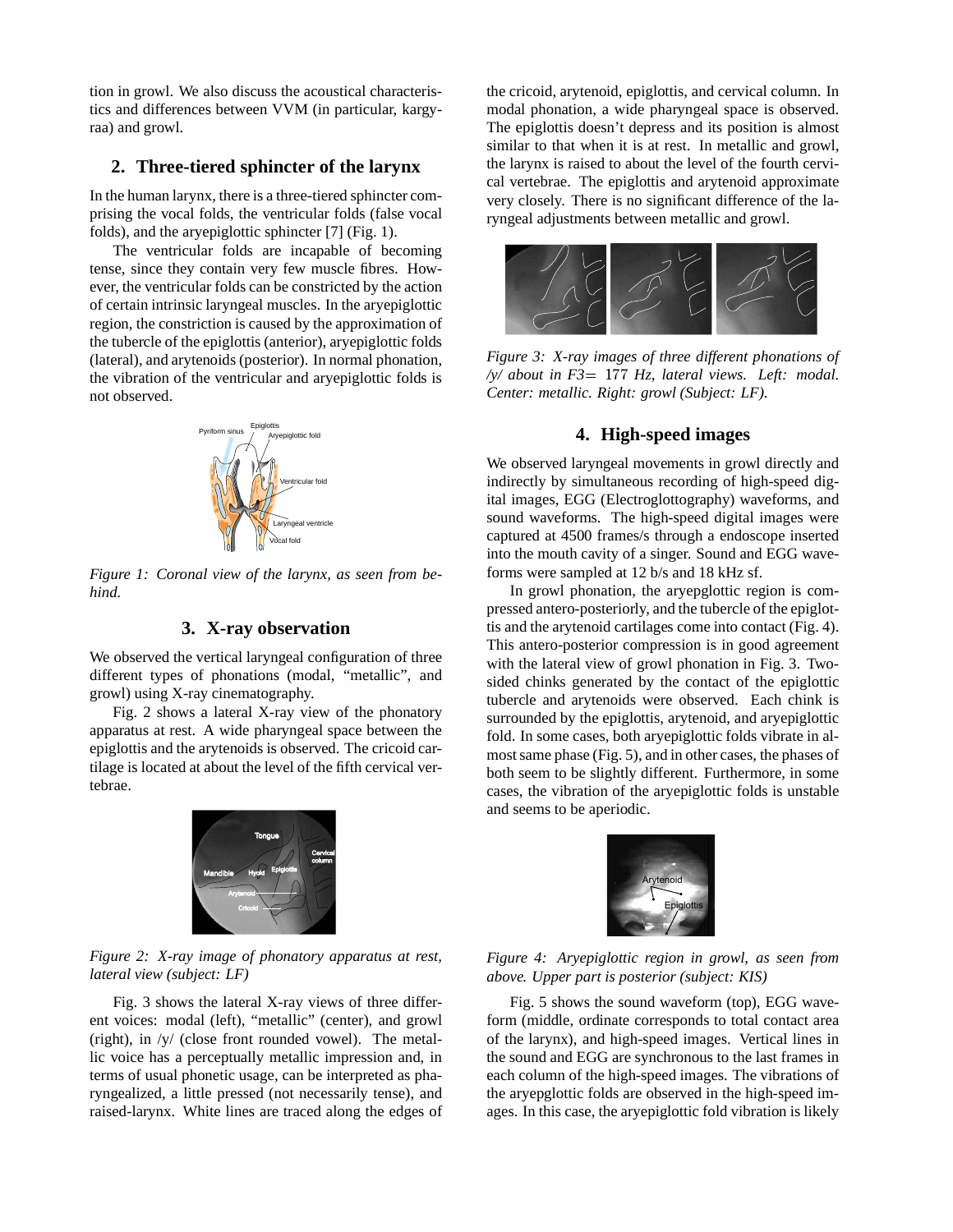tion in growl. We also discuss the acoustical characteristics and differences between VVM (in particular, kargyraa) and growl.

## 2. Three-tiered sphincter of the larynx

In the human larynx, there is a three-tiered sphincter comprising the vocal folds, the ventricular folds (false vocal folds), and the aryepiglottic sphincter [7] (Fig. 1).

The ventricular folds are incapable of becoming tense, since they contain very few muscle fibres. However, the ventricular folds can be constricted by the action of certain intrinsic laryngeal muscles. In the aryepiglottic region, the constriction is caused by the approximation of the tubercle of the epiglottis (anterior), aryepiglottic folds (lateral), and arytenoids (posterior). In normal phonation, the vibration of the ventricular and aryepiglottic folds is not observed.

*Figure 1: Coronal view of the larynx, as seen from behind.*

## 3. X-ray observation

We observed the vertical laryngeal configuration of three different types of phonations (modal, "metallic", and growl) using X-ray cinematography.

Fig. 2 shows a lateral X-ray view of the phonatory apparatus at rest. A wide pharyngeal space between the epiglottis and the arytenoids is observed. The cricoid cartilage is located at about the level of the fifth cervical vertebrae.

*Figure 2: X-ray image of phonatory apparatus at rest, lateral view (subject: LF)*

Fig. 3 shows the lateral X-ray views of three different voices: modal (left), "metallic" (center), and growl (right), in /y/ (close front rounded vowel). The metallic voice has a perceptually metallic impression and, in terms of usual phonetic usage, can be interpreted as pharyngealized, a little pressed (not necessarily tense), and raised-larynx. White lines are traced along the edges of the cricoid, arytenoid, epiglottis, and cervical column. In modal phonation, a wide pharyngeal space is observed. The epiglottis doesn't depress and its position is almost similar to that when it is at rest. In metallic and growl, the larynx is raised to about the level of the fourth cervical vertebrae. The epiglottis and arytenoid approximate very closely. There is no significant difference of the laryngeal adjustments between metallic and growl.

*Figure 3: X-ray images of three different phonations of /y/ about in F3= 177 Hz, lateral views. Left: modal. Center: metallic. Right: growl (Subject: LF).*

## 4. High-speed images

We observed laryngeal movements in growl directly and indirectly by simultaneous recording of high-speed digital images, EGG (Electroglottography) waveforms, and sound waveforms. The high-speed digital images were captured at 4500 frames/s through a endoscope inserted into the mouth cavity of a singer. Sound and EGG waveforms were sampled at 12 b/s and 18 kHz sf.

In growl phonation, the aryepglottic region is compressed antero-posteriorly, and the tubercle of the epiglottis and the arytenoid cartilages come into contact (Fig. 4). This antero-posterior compression is in good agreement with the lateral view of growl phonation in Fig. 3. Two-sided chinks generated by the contact of the epiglottic tubercle and arytenoids were observed. Each chink is surrounded by the epiglottis, arytenoid, and aryepiglottic fold. In some cases, both aryepiglottic folds vibrate in almost same phase (Fig. 5), and in other cases, the phases of both seem to be slightly different. Furthermore, in some cases, the vibration of the aryepiglottic folds is unstable and seems to be aperiodic.

*Figure 4: Aryepiglottic region in growl, as seen from above. Upper part is posterior (subject: KIS)*

Fig. 5 shows the sound waveform (top), EGG waveform (middle, ordinate corresponds to total contact area of the larynx), and high-speed images. Vertical lines in the sound and EGG are synchronous to the last frames in each column of the high-speed images. The vibrations of the aryepglottic folds are observed in the high-speed images. In this case, the aryepiglottic fold vibration is likely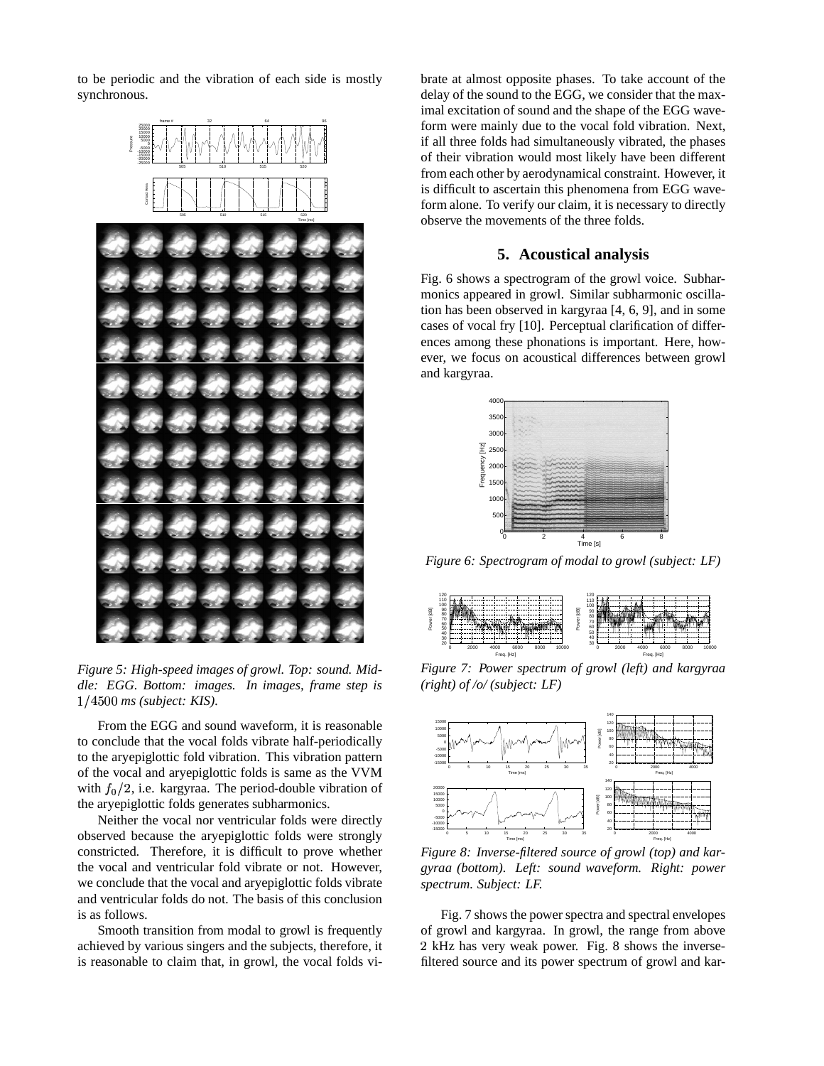to be periodic and the vibration of each side is mostly synchronous.

*Figure 5: High-speed images of growl. Top: sound. Middle: EGG. Bottom: images. In images, frame step is* $1/4500$ *ms (subject: KIS).*

From the EGG and sound waveform, it is reasonable to conclude that the vocal folds vibrate half-periodically to the aryepiglottic fold vibration. This vibration pattern of the vocal and aryepiglottic folds is same as the VVM with $f_0/2$, i.e. kargyraa. The period-double vibration of the aryepiglottic folds generates subharmonics.

Neither the vocal nor ventricular folds were directly observed because the aryepiglottic folds were strongly constricted. Therefore, it is difficult to prove whether the vocal and ventricular fold vibrate or not. However, we conclude that the vocal and aryepiglottic folds vibrate and ventricular folds do not. The basis of this conclusion is as follows.

Smooth transition from modal to growl is frequently achieved by various singers and the subjects, therefore, it is reasonable to claim that, in growl, the vocal folds vibrate at almost opposite phases. To take account of the delay of the sound to the EGG, we consider that the maximal excitation of sound and the shape of the EGG waveform were mainly due to the vocal fold vibration. Next, if all three folds had simultaneously vibrated, the phases of their vibration would most likely have been different from each other by aerodynamical constraint. However, it is difficult to ascertain this phenomena from EGG waveform alone. To verify our claim, it is necessary to directly observe the movements of the three folds.

## 5. Acoustical analysis

Fig. 6 shows a spectrogram of the growl voice. Subharmonics appeared in growl. Similar subharmonic oscillation has been observed in kargyraa [4, 6, 9], and in some cases of vocal fry [10]. Perceptual clarification of differences among these phonations is important. Here, however, we focus on acoustical differences between growl and kargyraa.

*Figure 6: Spectrogram of modal to growl (subject: LF)*

*Figure 7: Power spectrum of growl (left) and kargyraa (right) of /o/ (subject: LF)*

*Figure 8: Inverse-filtered source of growl (top) and kargyraa (bottom). Left: sound waveform. Right: power spectrum. Subject: LF.*

Fig. 7 shows the power spectra and spectral envelopes of growl and kargyraa. In growl, the range from above 2 kHz has very weak power. Fig. 8 shows the inverse-filtered source and its power spectrum of growl and kar-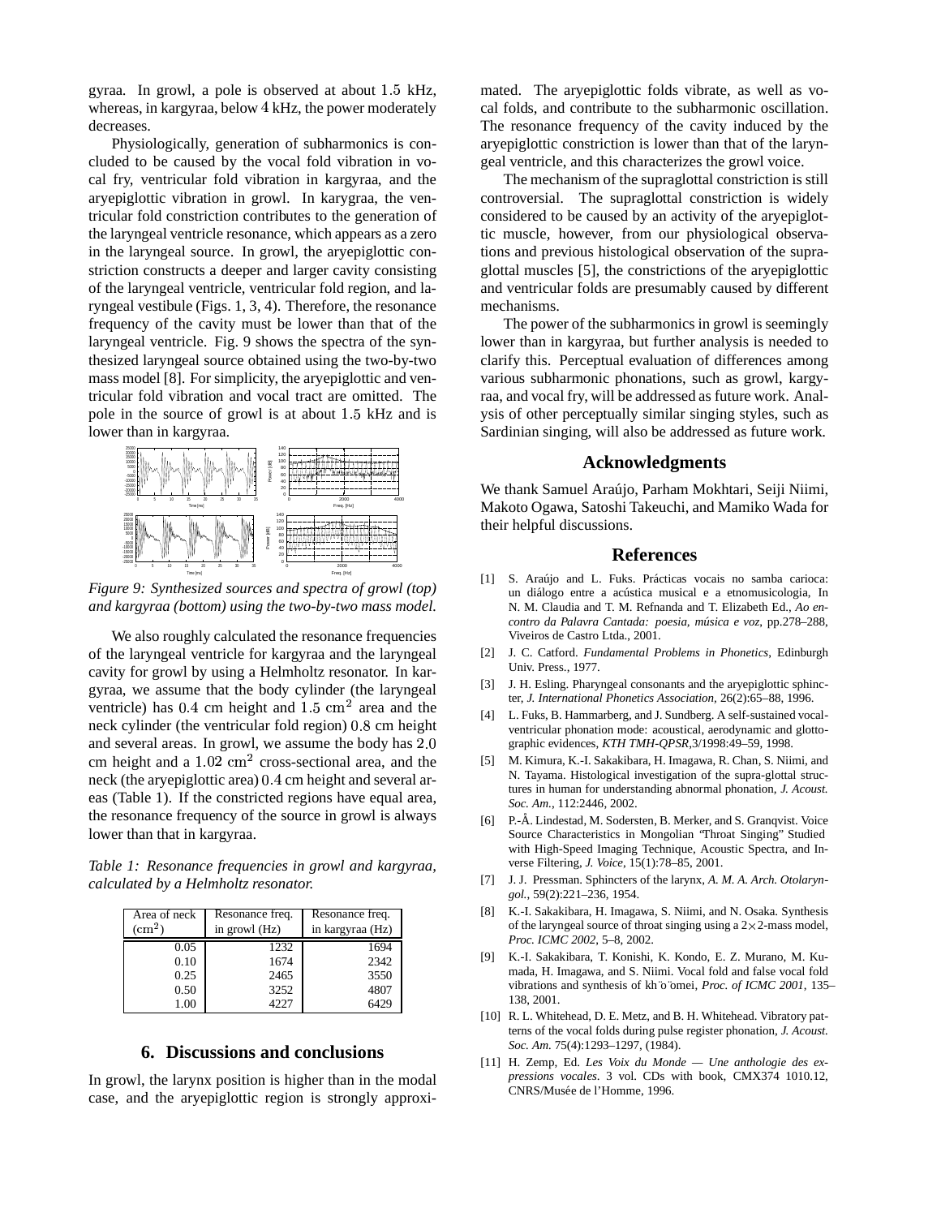gyraa. In growl, a pole is observed at about 1.5 kHz, whereas, in kargyraa, below 4 kHz, the power moderately decreases.

Physiologically, generation of subharmonics is concluded to be caused by the vocal fold vibration in vocal fry, ventricular fold vibration in kargyraa, and the aryepiglottic vibration in growl. In karygraa, the ventricular fold constriction contributes to the generation of the laryngeal ventricle resonance, which appears as a zero in the laryngeal source. In growl, the aryepiglottic constriction constructs a deeper and larger cavity consisting of the laryngeal ventricle, ventricular fold region, and laryngeal vestibule (Figs. 1, 3, 4). Therefore, the resonance frequency of the cavity must be lower than that of the laryngeal ventricle. Fig. 9 shows the spectra of the synthesized laryngeal source obtained using the two-by-two mass model [8]. For simplicity, the aryepiglottic and ventricular fold vibration and vocal tract are omitted. The pole in the source of growl is at about 1.5 kHz and is lower than in kargyraa.

Time [ms]
Freq. [Hz]
Power [dB]

*Figure 9: Synthesized sources and spectra of growl (top) and kargyraa (bottom) using the two-by-two mass model.*

We also roughly calculated the resonance frequencies of the laryngeal ventricle for kargyraa and the laryngeal cavity for growl by using a Helmholtz resonator. In kargyraa, we assume that the body cylinder (the laryngeal ventricle) has 0.4 cm height and 1.5 $\mathrm{cm}^2$ area and the neck cylinder (the ventricular fold region) 0.8 cm height and several areas. In growl, we assume the body has 2.0 cm height and a 1.02 $\mathrm{cm}^2$ cross-sectional area, and the neck (the aryepiglottic area) 0.4 cm height and several areas (Table 1). If the constricted regions have equal area, the resonance frequency of the source in growl is always lower than that in kargyraa.

*Table 1: Resonance frequencies in growl and kargyraa, calculated by a Helmholtz resonator.*

| Area of neck ($\mathrm{cm}^2$) | Resonance freq. in growl (Hz) | Resonance freq. in kargyraa (Hz) |
|---|---|---|
| 0.05 | 1232 | 1694 |
| 0.10 | 1674 | 2342 |
| 0.25 | 2465 | 3550 |
| 0.50 | 3252 | 4807 |
| 1.00 | 4227 | 6429 |

## 6. Discussions and conclusions

In growl, the larynx position is higher than in the modal case, and the aryepiglottic region is strongly approximated. The aryepiglottic folds vibrate, as well as vocal folds, and contribute to the subharmonic oscillation. The resonance frequency of the cavity induced by the aryepiglottic constriction is lower than that of the laryngeal ventricle, and this characterizes the growl voice.

The mechanism of the supraglottal constriction is still controversial. The supraglottal constriction is widely considered to be caused by an activity of the aryepiglottic muscle, however, from our physiological observations and previous histological observation of the supraglottal muscles [5], the constrictions of the aryepiglottic and ventricular folds are presumably caused by different mechanisms.

The power of the subharmonics in growl is seemingly lower than in kargyraa, but further analysis is needed to clarify this. Perceptual evaluation of differences among various subharmonic phonations, such as growl, kargyraa, and vocal fry, will be addressed as future work. Analysis of other perceptually similar singing styles, such as Sardinian singing, will also be addressed as future work.

## Acknowledgments

We thank Samuel Araújo, Parham Mokhtari, Seiji Niimi, Makoto Ogawa, Satoshi Takeuchi, and Mamiko Wada for their helpful discussions.

## References

[1] S. Araújo and L. Fuks. Prácticas vocais no samba carioca: un diálogo entre a acústica musical e a etnomusicologia, In N. M. Claudia and T. M. Refnanda and T. Elizabeth Ed., *Ao encontro da Palavra Cantada: poesia, música e voz*, pp.278–288, Viveiros de Castro Ltda., 2001.

[2] J. C. Catford. *Fundamental Problems in Phonetics*, Edinburgh Univ. Press., 1977.

[3] J. H. Esling. Pharyngeal consonants and the aryepiglottic sphincter, *J. International Phonetics Association*, 26(2):65–88, 1996.

[4] L. Fuks, B. Hammarberg, and J. Sundberg. A self-sustained vocal-ventricular phonation mode: acoustical, aerodynamic and glottographic evidences, *KTH TMH-QPSR*,3/1998:49–59, 1998.

[5] M. Kimura, K.-I. Sakakibara, H. Imagawa, R. Chan, S. Niimi, and N. Tayama. Histological investigation of the supra-glottal structures in human for understanding abnormal phonation, *J. Acoust. Soc. Am.*, 112:2446, 2002.

[6] P.-Å. Lindestad, M. Sodersten, B. Merker, and S. Granqvist. Voice Source Characteristics in Mongolian "Throat Singing" Studied with High-Speed Imaging Technique, Acoustic Spectra, and Inverse Filtering, *J. Voice*, 15(1):78–85, 2001.

[7] J. J. Pressman. Sphincters of the larynx, *A. M. A. Arch. Otolaryngol.*, 59(2):221–236, 1954.

[8] K.-I. Sakakibara, H. Imagawa, S. Niimi, and N. Osaka. Synthesis of the laryngeal source of throat singing using a 2×2-mass model, *Proc. ICMC 2002*, 5–8, 2002.

[9] K.-I. Sakakibara, T. Konishi, K. Kondo, E. Z. Murano, M. Kumada, H. Imagawa, and S. Niimi. Vocal fold and false vocal fold vibrations and synthesis of kh¨o¨omei, *Proc. of ICMC 2001*, 135–138, 2001.

[10] R. L. Whitehead, D. E. Metz, and B. H. Whitehead. Vibratory patterns of the vocal folds during pulse register phonation, *J. Acoust. Soc. Am.* 75(4):1293–1297, (1984).

[11] H. Zemp, Ed. *Les Voix du Monde — Une anthologie des expressions vocales*. 3 vol. CDs with book, CMX374 1010.12, CNRS/Musée de l'Homme, 1996.